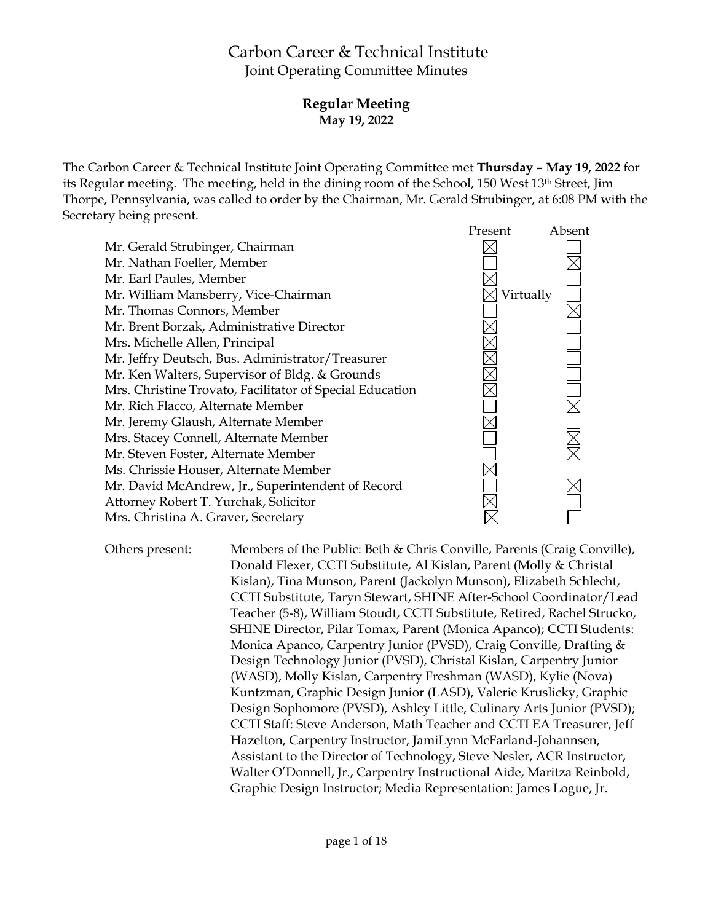# Carbon Career & Technical Institute

Joint Operating Committee Minutes

## Regular Meeting

**May 19, 2022**

The Carbon Career & Technical Institute Joint Operating Committee met **Thursday – May 19, 2022** for its Regular meeting. The meeting, held in the dining room of the School, 150 West 13th Street, Jim Thorpe, Pennsylvania, was called to order by the Chairman, Mr. Gerald Strubinger, at 6:08 PM with the Secretary being present.

| | Present | Absent |
|---|---|---|
| Mr. Gerald Strubinger, Chairman | ☒ | ☐ |
| Mr. Nathan Foeller, Member | ☐ | ☒ |
| Mr. Earl Paules, Member | ☒ | ☐ |
| Mr. William Mansberry, Vice-Chairman | ☒ Virtually | ☐ |
| Mr. Thomas Connors, Member | ☐ | ☒ |
| Mr. Brent Borzak, Administrative Director | ☒ | ☐ |
| Mrs. Michelle Allen, Principal | ☒ | ☐ |
| Mr. Jeffry Deutsch, Bus. Administrator/Treasurer | ☒ | ☐ |
| Mr. Ken Walters, Supervisor of Bldg. & Grounds | ☒ | ☐ |
| Mrs. Christine Trovato, Facilitator of Special Education | ☒ | ☐ |
| Mr. Rich Flacco, Alternate Member | ☐ | ☒ |
| Mr. Jeremy Glaush, Alternate Member | ☒ | ☐ |
| Mrs. Stacey Connell, Alternate Member | ☐ | ☒ |
| Mr. Steven Foster, Alternate Member | ☐ | ☒ |
| Ms. Chrissie Houser, Alternate Member | ☒ | ☐ |
| Mr. David McAndrew, Jr., Superintendent of Record | ☐ | ☒ |
| Attorney Robert T. Yurchak, Solicitor | ☒ | ☐ |
| Mrs. Christina A. Graver, Secretary | ☒ | ☐ |

Others present: Members of the Public: Beth & Chris Conville, Parents (Craig Conville), Donald Flexer, CCTI Substitute, Al Kislan, Parent (Molly & Christal Kislan), Tina Munson, Parent (Jackolyn Munson), Elizabeth Schlecht, CCTI Substitute, Taryn Stewart, SHINE After-School Coordinator/Lead Teacher (5-8), William Stoudt, CCTI Substitute, Retired, Rachel Strucko, SHINE Director, Pilar Tomax, Parent (Monica Apanco); CCTI Students: Monica Apanco, Carpentry Junior (PVSD), Craig Conville, Drafting & Design Technology Junior (PVSD), Christal Kislan, Carpentry Junior (WASD), Molly Kislan, Carpentry Freshman (WASD), Kylie (Nova) Kuntzman, Graphic Design Junior (LASD), Valerie Kruslicky, Graphic Design Sophomore (PVSD), Ashley Little, Culinary Arts Junior (PVSD); CCTI Staff: Steve Anderson, Math Teacher and CCTI EA Treasurer, Jeff Hazelton, Carpentry Instructor, JamiLynn McFarland-Johannsen, Assistant to the Director of Technology, Steve Nesler, ACR Instructor, Walter O'Donnell, Jr., Carpentry Instructional Aide, Maritza Reinbold, Graphic Design Instructor; Media Representation: James Logue, Jr.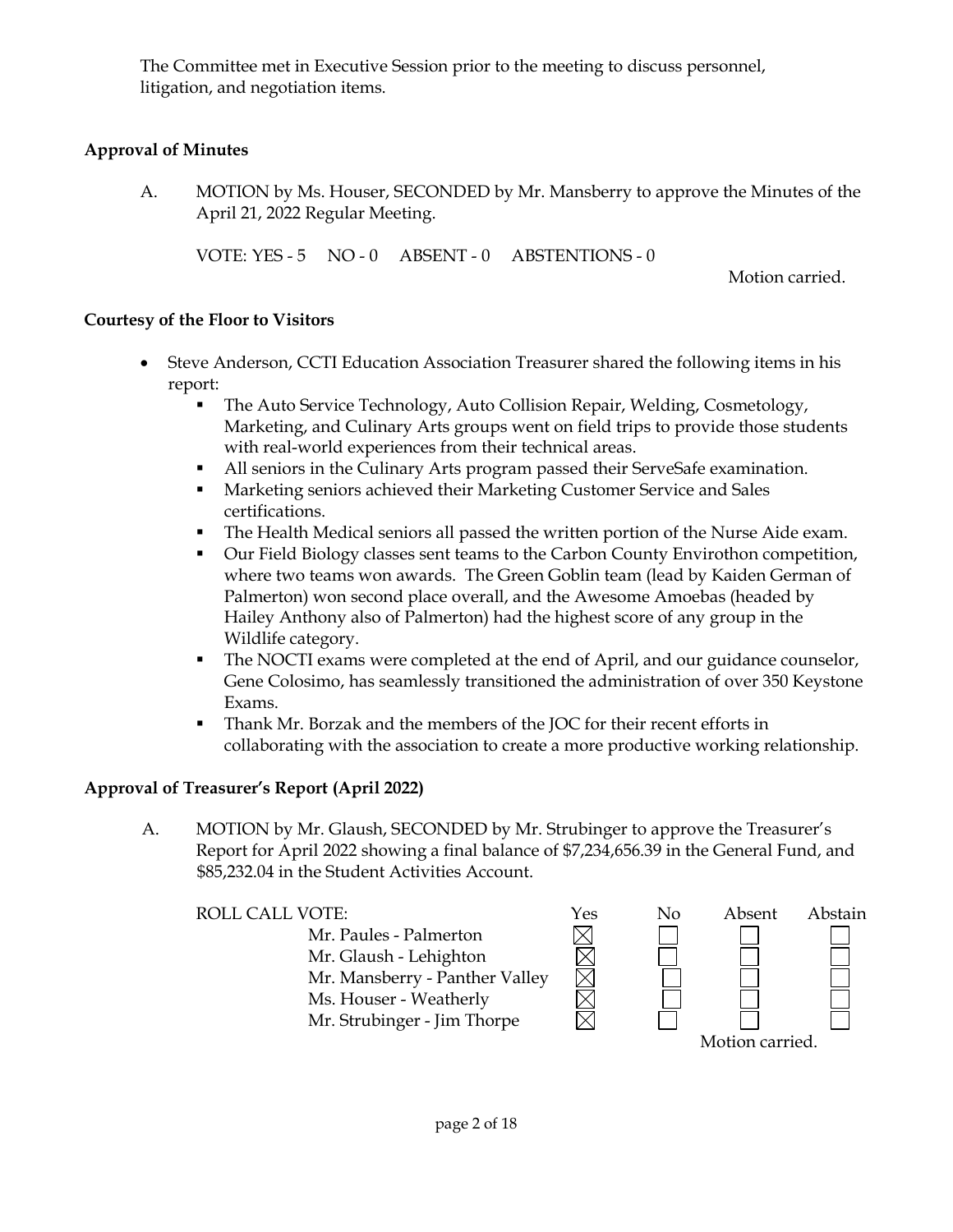The Committee met in Executive Session prior to the meeting to discuss personnel, litigation, and negotiation items.

**Approval of Minutes**

A. MOTION by Ms. Houser, SECONDED by Mr. Mansberry to approve the Minutes of the April 21, 2022 Regular Meeting.

VOTE: YES - 5 NO - 0 ABSENT - 0 ABSTENTIONS - 0

Motion carried.

**Courtesy of the Floor to Visitors**

- Steve Anderson, CCTI Education Association Treasurer shared the following items in his report:
  - The Auto Service Technology, Auto Collision Repair, Welding, Cosmetology, Marketing, and Culinary Arts groups went on field trips to provide those students with real-world experiences from their technical areas.
  - All seniors in the Culinary Arts program passed their ServeSafe examination.
  - Marketing seniors achieved their Marketing Customer Service and Sales certifications.
  - The Health Medical seniors all passed the written portion of the Nurse Aide exam.
  - Our Field Biology classes sent teams to the Carbon County Envirothon competition, where two teams won awards. The Green Goblin team (lead by Kaiden German of Palmerton) won second place overall, and the Awesome Amoebas (headed by Hailey Anthony also of Palmerton) had the highest score of any group in the Wildlife category.
  - The NOCTI exams were completed at the end of April, and our guidance counselor, Gene Colosimo, has seamlessly transitioned the administration of over 350 Keystone Exams.
  - Thank Mr. Borzak and the members of the JOC for their recent efforts in collaborating with the association to create a more productive working relationship.

**Approval of Treasurer's Report (April 2022)**

A. MOTION by Mr. Glaush, SECONDED by Mr. Strubinger to approve the Treasurer's Report for April 2022 showing a final balance of $7,234,656.39 in the General Fund, and $85,232.04 in the Student Activities Account.

| ROLL CALL VOTE: | Yes | No | Absent | Abstain |
|---|---|---|---|---|
| Mr. Paules - Palmerton | ☒ | ☐ | ☐ | ☐ |
| Mr. Glaush - Lehighton | ☒ | ☐ | ☐ | ☐ |
| Mr. Mansberry - Panther Valley | ☒ | ☐ | ☐ | ☐ |
| Ms. Houser - Weatherly | ☒ | ☐ | ☐ | ☐ |
| Mr. Strubinger - Jim Thorpe | ☒ | ☐ | ☐ | ☐ |

Motion carried.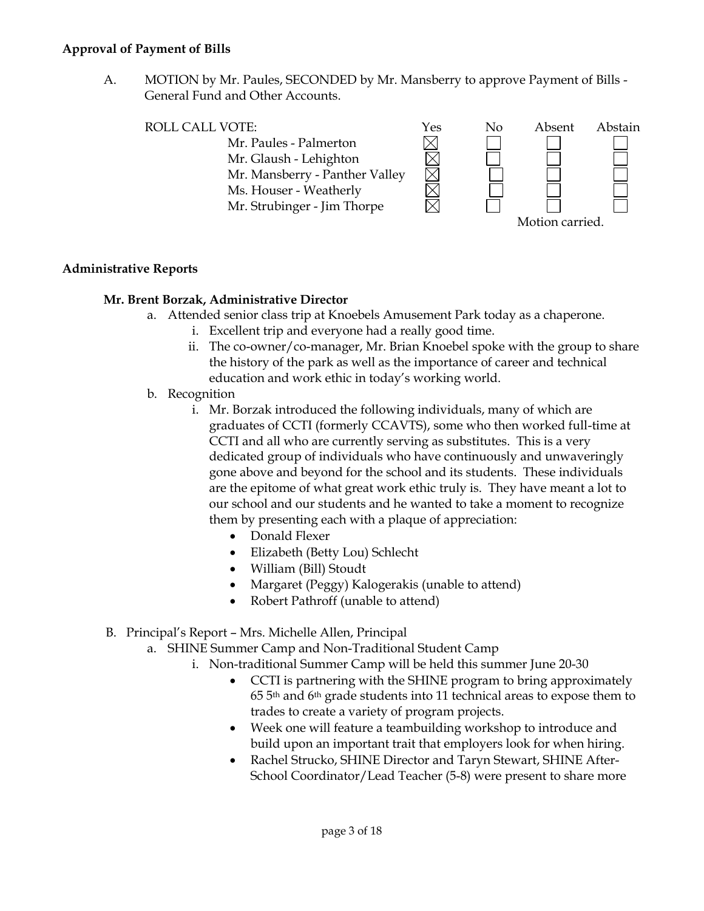**Approval of Payment of Bills**

A. MOTION by Mr. Paules, SECONDED by Mr. Mansberry to approve Payment of Bills - General Fund and Other Accounts.

| ROLL CALL VOTE: | Yes | No | Absent | Abstain |
|---|---|---|---|---|
| Mr. Paules - Palmerton | ☒ | ☐ | ☐ | ☐ |
| Mr. Glaush - Lehighton | ☒ | ☐ | ☐ | ☐ |
| Mr. Mansberry - Panther Valley | ☒ | ☐ | ☐ | ☐ |
| Ms. Houser - Weatherly | ☒ | ☐ | ☐ | ☐ |
| Mr. Strubinger - Jim Thorpe | ☒ | ☐ | ☐ | ☐ |

Motion carried.

**Administrative Reports**

**Mr. Brent Borzak, Administrative Director**

a. Attended senior class trip at Knoebels Amusement Park today as a chaperone.
   i. Excellent trip and everyone had a really good time.
   ii. The co-owner/co-manager, Mr. Brian Knoebel spoke with the group to share the history of the park as well as the importance of career and technical education and work ethic in today's working world.
b. Recognition
   i. Mr. Borzak introduced the following individuals, many of which are graduates of CCTI (formerly CCAVTS), some who then worked full-time at CCTI and all who are currently serving as substitutes. This is a very dedicated group of individuals who have continuously and unwaveringly gone above and beyond for the school and its students. These individuals are the epitome of what great work ethic truly is. They have meant a lot to our school and our students and he wanted to take a moment to recognize them by presenting each with a plaque of appreciation:
      - Donald Flexer
      - Elizabeth (Betty Lou) Schlecht
      - William (Bill) Stoudt
      - Margaret (Peggy) Kalogerakis (unable to attend)
      - Robert Pathroff (unable to attend)

B. Principal's Report – Mrs. Michelle Allen, Principal

a. SHINE Summer Camp and Non-Traditional Student Camp
   i. Non-traditional Summer Camp will be held this summer June 20-30
      - CCTI is partnering with the SHINE program to bring approximately 65 5th and 6th grade students into 11 technical areas to expose them to trades to create a variety of program projects.
      - Week one will feature a teambuilding workshop to introduce and build upon an important trait that employers look for when hiring.
      - Rachel Strucko, SHINE Director and Taryn Stewart, SHINE After-School Coordinator/Lead Teacher (5-8) were present to share more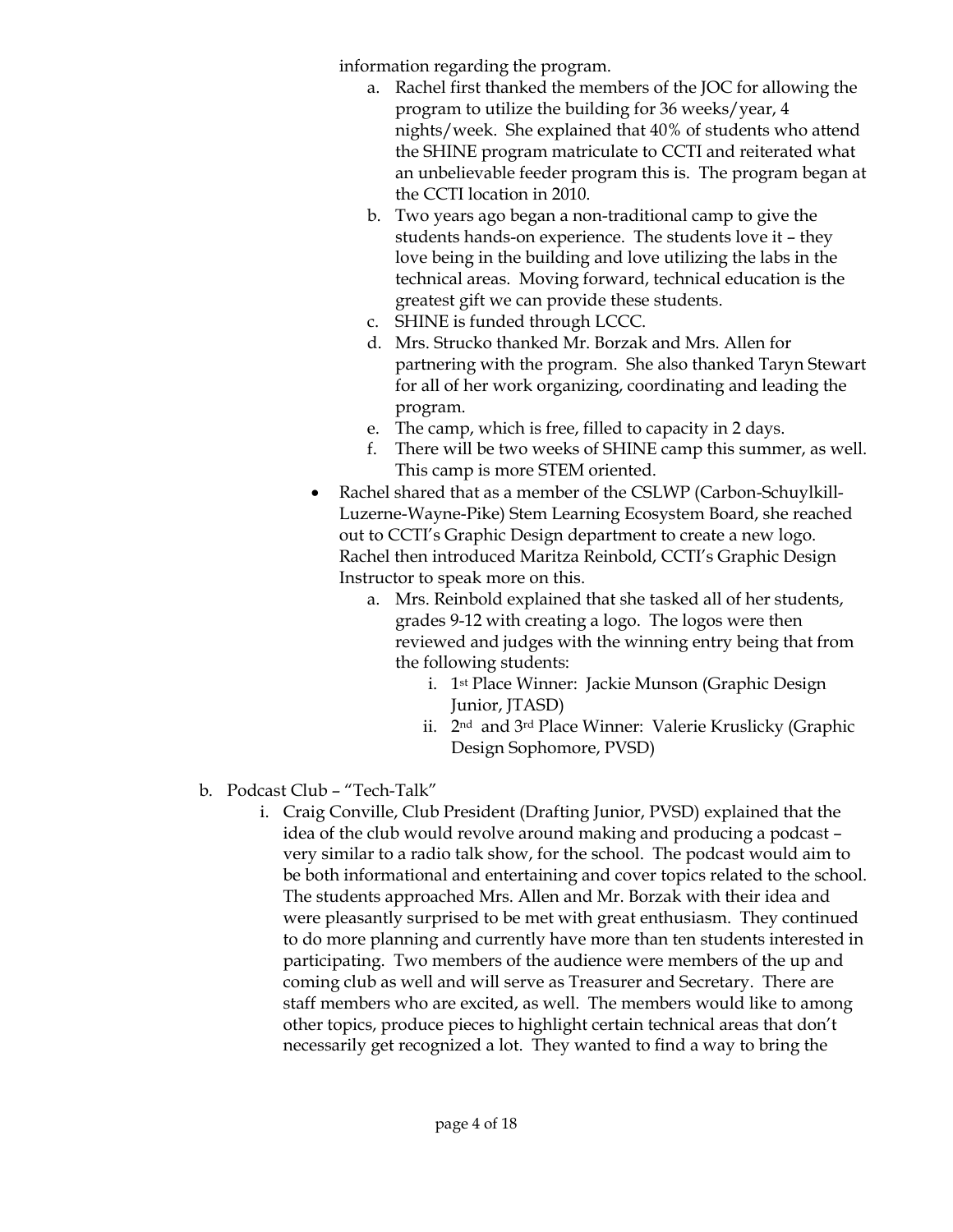information regarding the program.

   a. Rachel first thanked the members of the JOC for allowing the program to utilize the building for 36 weeks/year, 4 nights/week. She explained that 40% of students who attend the SHINE program matriculate to CCTI and reiterated what an unbelievable feeder program this is. The program began at the CCTI location in 2010.
   b. Two years ago began a non-traditional camp to give the students hands-on experience. The students love it – they love being in the building and love utilizing the labs in the technical areas. Moving forward, technical education is the greatest gift we can provide these students.
   c. SHINE is funded through LCCC.
   d. Mrs. Strucko thanked Mr. Borzak and Mrs. Allen for partnering with the program. She also thanked Taryn Stewart for all of her work organizing, coordinating and leading the program.
   e. The camp, which is free, filled to capacity in 2 days.
   f. There will be two weeks of SHINE camp this summer, as well. This camp is more STEM oriented.

- Rachel shared that as a member of the CSLWP (Carbon-Schuylkill-Luzerne-Wayne-Pike) Stem Learning Ecosystem Board, she reached out to CCTI's Graphic Design department to create a new logo. Rachel then introduced Maritza Reinbold, CCTI's Graphic Design Instructor to speak more on this.
   a. Mrs. Reinbold explained that she tasked all of her students, grades 9-12 with creating a logo. The logos were then reviewed and judges with the winning entry being that from the following students:
      i. 1st Place Winner: Jackie Munson (Graphic Design Junior, JTASD)
      ii. 2nd and 3rd Place Winner: Valerie Kruslicky (Graphic Design Sophomore, PVSD)

b. Podcast Club – "Tech-Talk"
   i. Craig Conville, Club President (Drafting Junior, PVSD) explained that the idea of the club would revolve around making and producing a podcast – very similar to a radio talk show, for the school. The podcast would aim to be both informational and entertaining and cover topics related to the school. The students approached Mrs. Allen and Mr. Borzak with their idea and were pleasantly surprised to be met with great enthusiasm. They continued to do more planning and currently have more than ten students interested in participating. Two members of the audience were members of the up and coming club as well and will serve as Treasurer and Secretary. There are staff members who are excited, as well. The members would like to among other topics, produce pieces to highlight certain technical areas that don't necessarily get recognized a lot. They wanted to find a way to bring the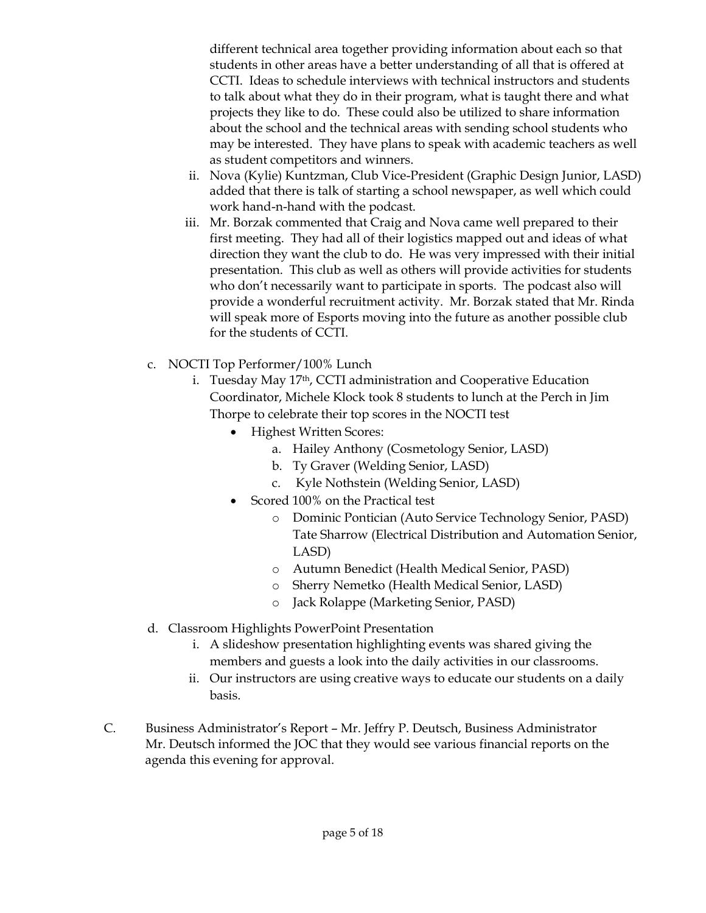different technical area together providing information about each so that students in other areas have a better understanding of all that is offered at CCTI. Ideas to schedule interviews with technical instructors and students to talk about what they do in their program, what is taught there and what projects they like to do. These could also be utilized to share information about the school and the technical areas with sending school students who may be interested. They have plans to speak with academic teachers as well as student competitors and winners.

ii. Nova (Kylie) Kuntzman, Club Vice-President (Graphic Design Junior, LASD) added that there is talk of starting a school newspaper, as well which could work hand-n-hand with the podcast.

iii. Mr. Borzak commented that Craig and Nova came well prepared to their first meeting. They had all of their logistics mapped out and ideas of what direction they want the club to do. He was very impressed with their initial presentation. This club as well as others will provide activities for students who don't necessarily want to participate in sports. The podcast also will provide a wonderful recruitment activity. Mr. Borzak stated that Mr. Rinda will speak more of Esports moving into the future as another possible club for the students of CCTI.

c. NOCTI Top Performer/100% Lunch

i. Tuesday May 17th, CCTI administration and Cooperative Education Coordinator, Michele Klock took 8 students to lunch at the Perch in Jim Thorpe to celebrate their top scores in the NOCTI test

- Highest Written Scores:
  a. Hailey Anthony (Cosmetology Senior, LASD)
  b. Ty Graver (Welding Senior, LASD)
  c. Kyle Nothstein (Welding Senior, LASD)
- Scored 100% on the Practical test
  - Dominic Pontician (Auto Service Technology Senior, PASD) Tate Sharrow (Electrical Distribution and Automation Senior, LASD)
  - Autumn Benedict (Health Medical Senior, PASD)
  - Sherry Nemetko (Health Medical Senior, LASD)
  - Jack Rolappe (Marketing Senior, PASD)

d. Classroom Highlights PowerPoint Presentation

i. A slideshow presentation highlighting events was shared giving the members and guests a look into the daily activities in our classrooms.

ii. Our instructors are using creative ways to educate our students on a daily basis.

C. Business Administrator's Report – Mr. Jeffry P. Deutsch, Business Administrator
Mr. Deutsch informed the JOC that they would see various financial reports on the agenda this evening for approval.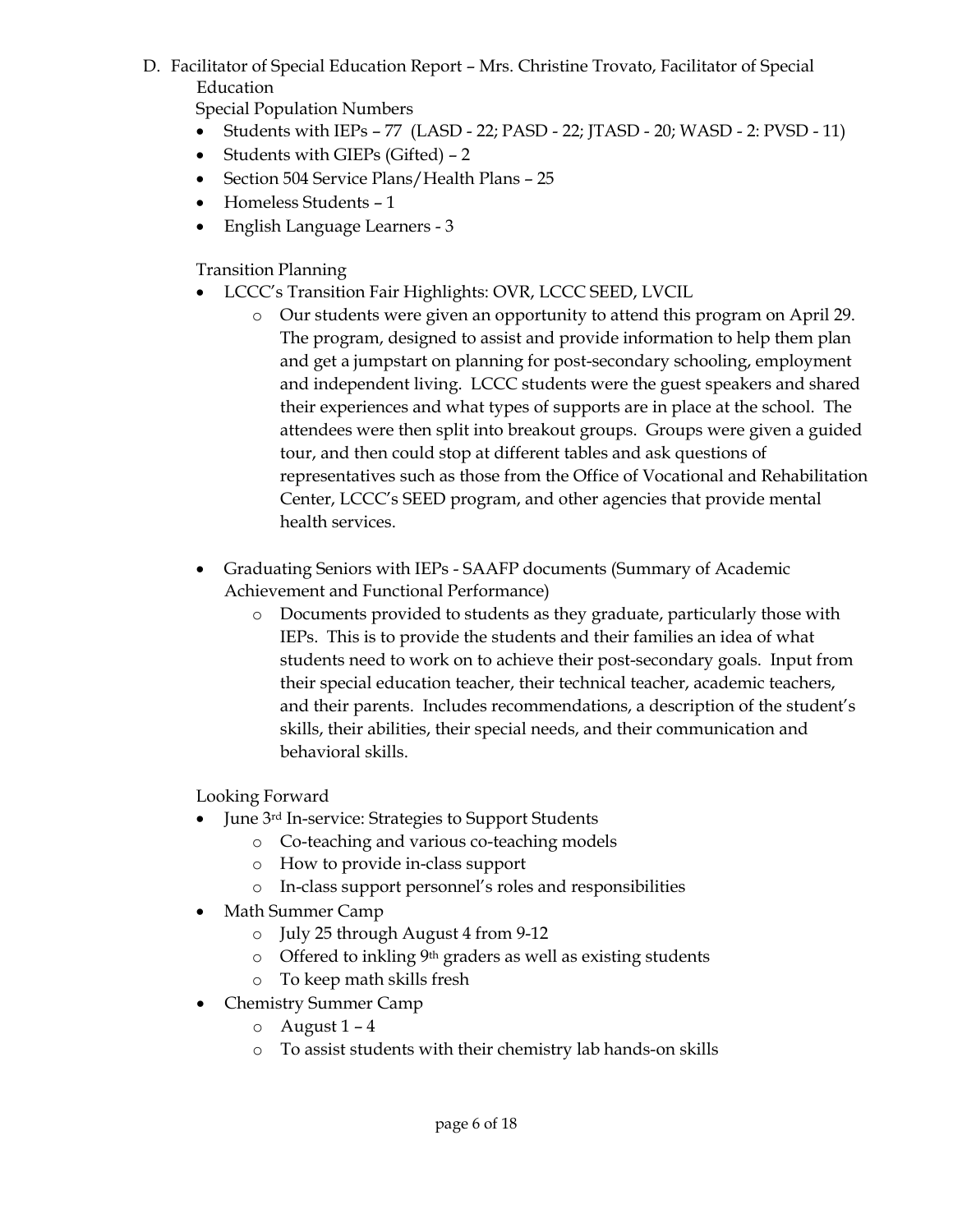D. Facilitator of Special Education Report – Mrs. Christine Trovato, Facilitator of Special Education

Special Population Numbers

- Students with IEPs – 77 (LASD - 22; PASD - 22; JTASD - 20; WASD - 2: PVSD - 11)
- Students with GIEPs (Gifted) – 2
- Section 504 Service Plans/Health Plans – 25
- Homeless Students – 1
- English Language Learners - 3

Transition Planning

- LCCC's Transition Fair Highlights: OVR, LCCC SEED, LVCIL
  - Our students were given an opportunity to attend this program on April 29. The program, designed to assist and provide information to help them plan and get a jumpstart on planning for post-secondary schooling, employment and independent living. LCCC students were the guest speakers and shared their experiences and what types of supports are in place at the school. The attendees were then split into breakout groups. Groups were given a guided tour, and then could stop at different tables and ask questions of representatives such as those from the Office of Vocational and Rehabilitation Center, LCCC's SEED program, and other agencies that provide mental health services.

- Graduating Seniors with IEPs - SAAFP documents (Summary of Academic Achievement and Functional Performance)
  - Documents provided to students as they graduate, particularly those with IEPs. This is to provide the students and their families an idea of what students need to work on to achieve their post-secondary goals. Input from their special education teacher, their technical teacher, academic teachers, and their parents. Includes recommendations, a description of the student's skills, their abilities, their special needs, and their communication and behavioral skills.

Looking Forward

- June 3rd In-service: Strategies to Support Students
  - Co-teaching and various co-teaching models
  - How to provide in-class support
  - In-class support personnel's roles and responsibilities
- Math Summer Camp
  - July 25 through August 4 from 9-12
  - Offered to inkling 9th graders as well as existing students
  - To keep math skills fresh
- Chemistry Summer Camp
  - August 1 – 4
  - To assist students with their chemistry lab hands-on skills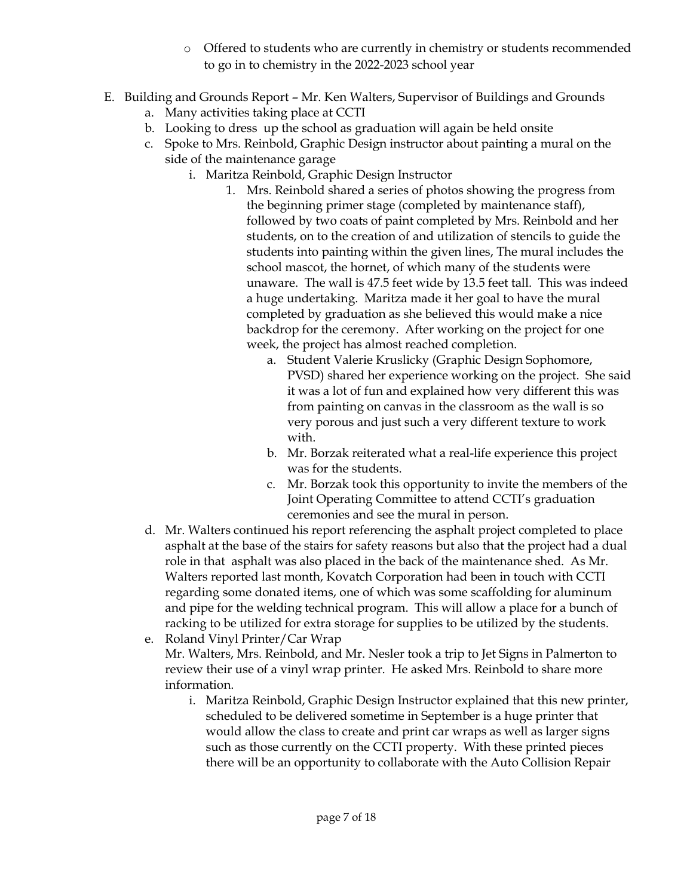- Offered to students who are currently in chemistry or students recommended to go in to chemistry in the 2022-2023 school year

E. Building and Grounds Report – Mr. Ken Walters, Supervisor of Buildings and Grounds

   a. Many activities taking place at CCTI

   b. Looking to dress up the school as graduation will again be held onsite

   c. Spoke to Mrs. Reinbold, Graphic Design instructor about painting a mural on the side of the maintenance garage

      i. Maritza Reinbold, Graphic Design Instructor

         1. Mrs. Reinbold shared a series of photos showing the progress from the beginning primer stage (completed by maintenance staff), followed by two coats of paint completed by Mrs. Reinbold and her students, on to the creation of and utilization of stencils to guide the students into painting within the given lines, The mural includes the school mascot, the hornet, of which many of the students were unaware. The wall is 47.5 feet wide by 13.5 feet tall. This was indeed a huge undertaking. Maritza made it her goal to have the mural completed by graduation as she believed this would make a nice backdrop for the ceremony. After working on the project for one week, the project has almost reached completion.

            a. Student Valerie Kruslicky (Graphic Design Sophomore, PVSD) shared her experience working on the project. She said it was a lot of fun and explained how very different this was from painting on canvas in the classroom as the wall is so very porous and just such a very different texture to work with.

            b. Mr. Borzak reiterated what a real-life experience this project was for the students.

            c. Mr. Borzak took this opportunity to invite the members of the Joint Operating Committee to attend CCTI's graduation ceremonies and see the mural in person.

   d. Mr. Walters continued his report referencing the asphalt project completed to place asphalt at the base of the stairs for safety reasons but also that the project had a dual role in that asphalt was also placed in the back of the maintenance shed. As Mr. Walters reported last month, Kovatch Corporation had been in touch with CCTI regarding some donated items, one of which was some scaffolding for aluminum and pipe for the welding technical program. This will allow a place for a bunch of racking to be utilized for extra storage for supplies to be utilized by the students.

   e. Roland Vinyl Printer/Car Wrap
   Mr. Walters, Mrs. Reinbold, and Mr. Nesler took a trip to Jet Signs in Palmerton to review their use of a vinyl wrap printer. He asked Mrs. Reinbold to share more information.

      i. Maritza Reinbold, Graphic Design Instructor explained that this new printer, scheduled to be delivered sometime in September is a huge printer that would allow the class to create and print car wraps as well as larger signs such as those currently on the CCTI property. With these printed pieces there will be an opportunity to collaborate with the Auto Collision Repair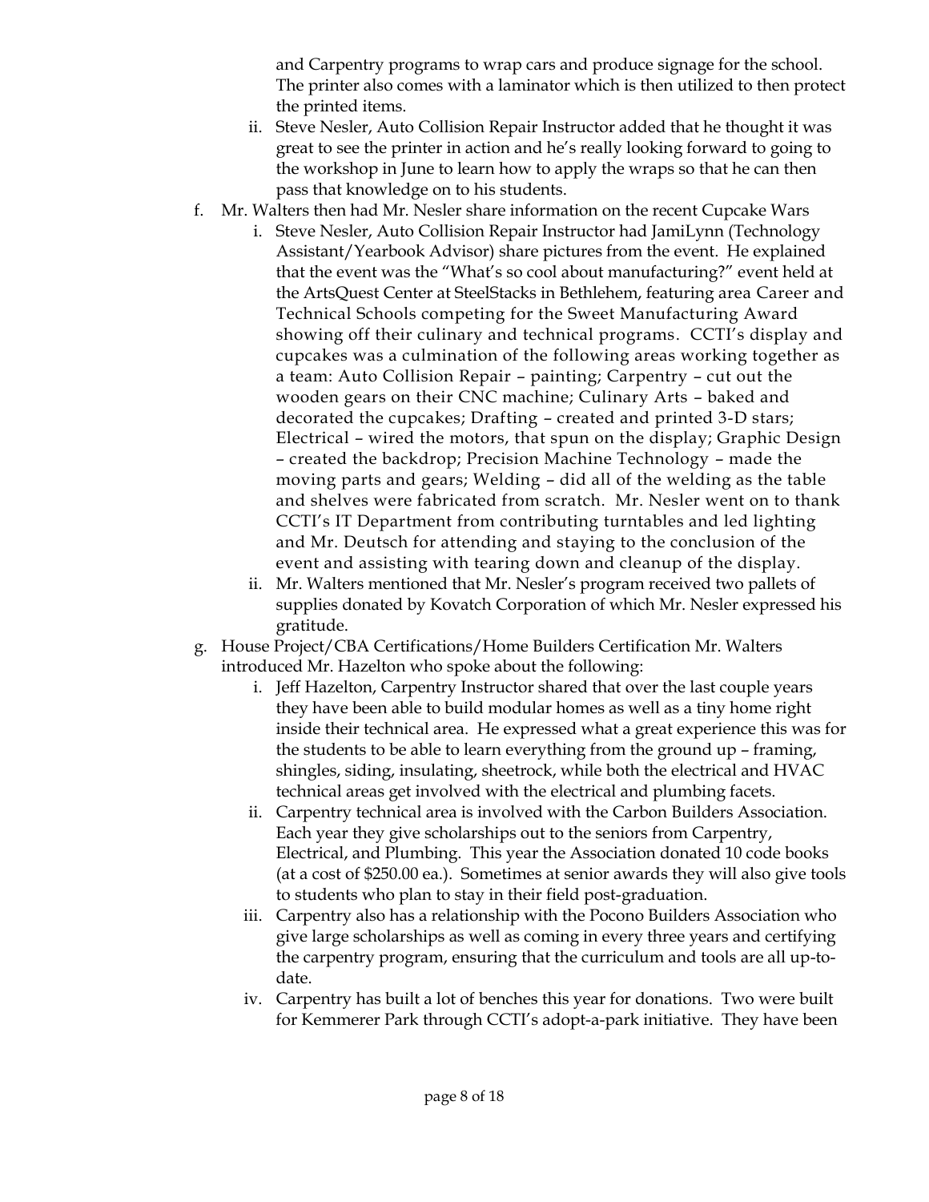and Carpentry programs to wrap cars and produce signage for the school. The printer also comes with a laminator which is then utilized to then protect the printed items.

  ii. Steve Nesler, Auto Collision Repair Instructor added that he thought it was great to see the printer in action and he's really looking forward to going to the workshop in June to learn how to apply the wraps so that he can then pass that knowledge on to his students.

f. Mr. Walters then had Mr. Nesler share information on the recent Cupcake Wars

  i. Steve Nesler, Auto Collision Repair Instructor had JamiLynn (Technology Assistant/Yearbook Advisor) share pictures from the event. He explained that the event was the "What's so cool about manufacturing?" event held at the ArtsQuest Center at SteelStacks in Bethlehem, featuring area Career and Technical Schools competing for the Sweet Manufacturing Award showing off their culinary and technical programs. CCTI's display and cupcakes was a culmination of the following areas working together as a team: Auto Collision Repair – painting; Carpentry – cut out the wooden gears on their CNC machine; Culinary Arts – baked and decorated the cupcakes; Drafting – created and printed 3-D stars; Electrical – wired the motors, that spun on the display; Graphic Design – created the backdrop; Precision Machine Technology – made the moving parts and gears; Welding – did all of the welding as the table and shelves were fabricated from scratch. Mr. Nesler went on to thank CCTI's IT Department from contributing turntables and led lighting and Mr. Deutsch for attending and staying to the conclusion of the event and assisting with tearing down and cleanup of the display.

  ii. Mr. Walters mentioned that Mr. Nesler's program received two pallets of supplies donated by Kovatch Corporation of which Mr. Nesler expressed his gratitude.

g. House Project/CBA Certifications/Home Builders Certification Mr. Walters introduced Mr. Hazelton who spoke about the following:

  i. Jeff Hazelton, Carpentry Instructor shared that over the last couple years they have been able to build modular homes as well as a tiny home right inside their technical area. He expressed what a great experience this was for the students to be able to learn everything from the ground up – framing, shingles, siding, insulating, sheetrock, while both the electrical and HVAC technical areas get involved with the electrical and plumbing facets.

  ii. Carpentry technical area is involved with the Carbon Builders Association. Each year they give scholarships out to the seniors from Carpentry, Electrical, and Plumbing. This year the Association donated 10 code books (at a cost of $250.00 ea.). Sometimes at senior awards they will also give tools to students who plan to stay in their field post-graduation.

  iii. Carpentry also has a relationship with the Pocono Builders Association who give large scholarships as well as coming in every three years and certifying the carpentry program, ensuring that the curriculum and tools are all up-to-date.

  iv. Carpentry has built a lot of benches this year for donations. Two were built for Kemmerer Park through CCTI's adopt-a-park initiative. They have been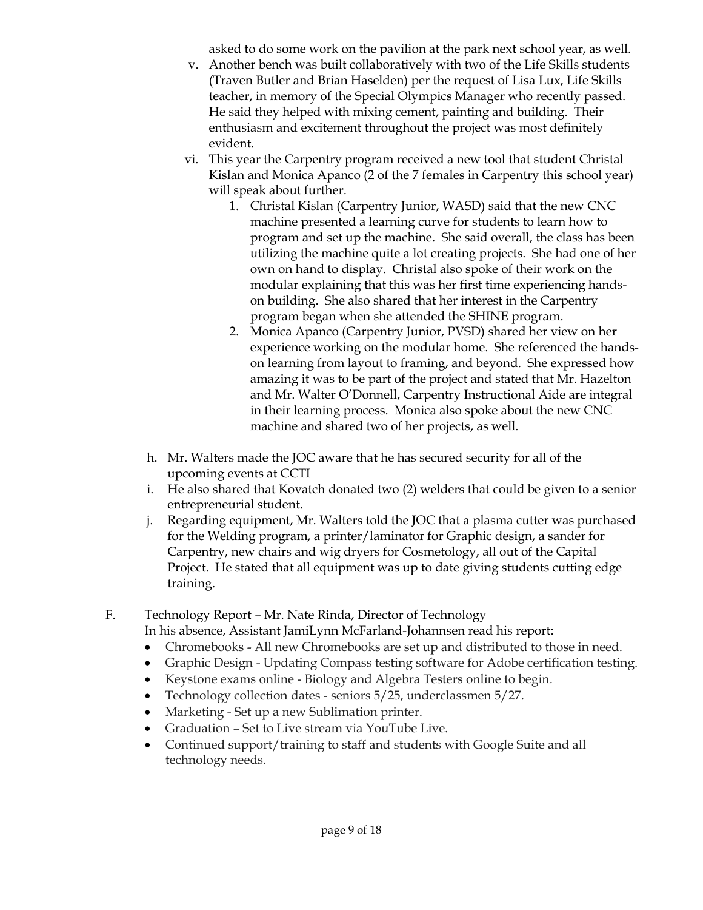asked to do some work on the pavilion at the park next school year, as well.

v. Another bench was built collaboratively with two of the Life Skills students (Traven Butler and Brian Haselden) per the request of Lisa Lux, Life Skills teacher, in memory of the Special Olympics Manager who recently passed. He said they helped with mixing cement, painting and building. Their enthusiasm and excitement throughout the project was most definitely evident.

vi. This year the Carpentry program received a new tool that student Christal Kislan and Monica Apanco (2 of the 7 females in Carpentry this school year) will speak about further.

1. Christal Kislan (Carpentry Junior, WASD) said that the new CNC machine presented a learning curve for students to learn how to program and set up the machine. She said overall, the class has been utilizing the machine quite a lot creating projects. She had one of her own on hand to display. Christal also spoke of their work on the modular explaining that this was her first time experiencing hands-on building. She also shared that her interest in the Carpentry program began when she attended the SHINE program.
2. Monica Apanco (Carpentry Junior, PVSD) shared her view on her experience working on the modular home. She referenced the hands-on learning from layout to framing, and beyond. She expressed how amazing it was to be part of the project and stated that Mr. Hazelton and Mr. Walter O'Donnell, Carpentry Instructional Aide are integral in their learning process. Monica also spoke about the new CNC machine and shared two of her projects, as well.

h. Mr. Walters made the JOC aware that he has secured security for all of the upcoming events at CCTI

i. He also shared that Kovatch donated two (2) welders that could be given to a senior entrepreneurial student.

j. Regarding equipment, Mr. Walters told the JOC that a plasma cutter was purchased for the Welding program, a printer/laminator for Graphic design, a sander for Carpentry, new chairs and wig dryers for Cosmetology, all out of the Capital Project. He stated that all equipment was up to date giving students cutting edge training.

F. Technology Report – Mr. Nate Rinda, Director of Technology

In his absence, Assistant JamiLynn McFarland-Johannsen read his report:

- Chromebooks - All new Chromebooks are set up and distributed to those in need.
- Graphic Design - Updating Compass testing software for Adobe certification testing.
- Keystone exams online - Biology and Algebra Testers online to begin.
- Technology collection dates - seniors 5/25, underclassmen 5/27.
- Marketing - Set up a new Sublimation printer.
- Graduation – Set to Live stream via YouTube Live.
- Continued support/training to staff and students with Google Suite and all technology needs.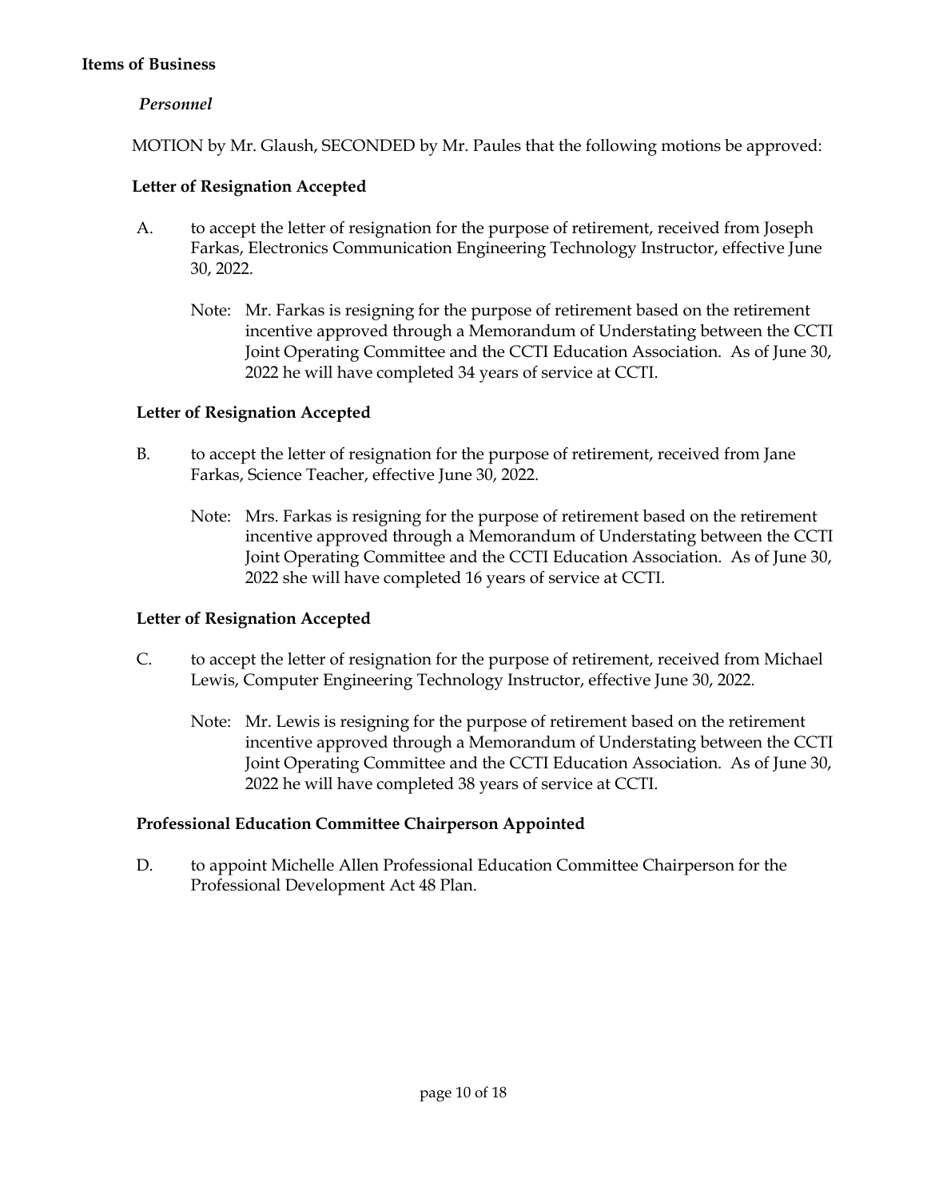**Items of Business**

*Personnel*

MOTION by Mr. Glaush, SECONDED by Mr. Paules that the following motions be approved:

**Letter of Resignation Accepted**

A. to accept the letter of resignation for the purpose of retirement, received from Joseph Farkas, Electronics Communication Engineering Technology Instructor, effective June 30, 2022.

Note: Mr. Farkas is resigning for the purpose of retirement based on the retirement incentive approved through a Memorandum of Understating between the CCTI Joint Operating Committee and the CCTI Education Association. As of June 30, 2022 he will have completed 34 years of service at CCTI.

**Letter of Resignation Accepted**

B. to accept the letter of resignation for the purpose of retirement, received from Jane Farkas, Science Teacher, effective June 30, 2022.

Note: Mrs. Farkas is resigning for the purpose of retirement based on the retirement incentive approved through a Memorandum of Understating between the CCTI Joint Operating Committee and the CCTI Education Association. As of June 30, 2022 she will have completed 16 years of service at CCTI.

**Letter of Resignation Accepted**

C. to accept the letter of resignation for the purpose of retirement, received from Michael Lewis, Computer Engineering Technology Instructor, effective June 30, 2022.

Note: Mr. Lewis is resigning for the purpose of retirement based on the retirement incentive approved through a Memorandum of Understating between the CCTI Joint Operating Committee and the CCTI Education Association. As of June 30, 2022 he will have completed 38 years of service at CCTI.

**Professional Education Committee Chairperson Appointed**

D. to appoint Michelle Allen Professional Education Committee Chairperson for the Professional Development Act 48 Plan.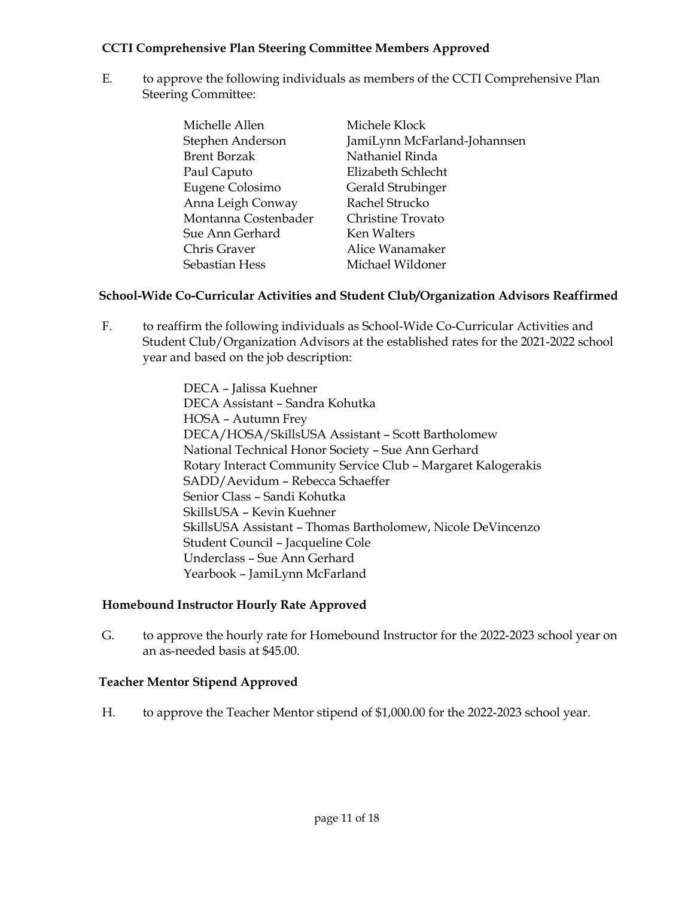**CCTI Comprehensive Plan Steering Committee Members Approved**

E. to approve the following individuals as members of the CCTI Comprehensive Plan Steering Committee:

| | |
|---|---|
| Michelle Allen | Michele Klock |
| Stephen Anderson | JamiLynn McFarland-Johannsen |
| Brent Borzak | Nathaniel Rinda |
| Paul Caputo | Elizabeth Schlecht |
| Eugene Colosimo | Gerald Strubinger |
| Anna Leigh Conway | Rachel Strucko |
| Montanna Costenbader | Christine Trovato |
| Sue Ann Gerhard | Ken Walters |
| Chris Graver | Alice Wanamaker |
| Sebastian Hess | Michael Wildoner |

**School-Wide Co-Curricular Activities and Student Club/Organization Advisors Reaffirmed**

F. to reaffirm the following individuals as School-Wide Co-Curricular Activities and Student Club/Organization Advisors at the established rates for the 2021-2022 school year and based on the job description:

DECA – Jalissa Kuehner
DECA Assistant – Sandra Kohutka
HOSA – Autumn Frey
DECA/HOSA/SkillsUSA Assistant – Scott Bartholomew
National Technical Honor Society – Sue Ann Gerhard
Rotary Interact Community Service Club – Margaret Kalogerakis
SADD/Aevidum – Rebecca Schaeffer
Senior Class – Sandi Kohutka
SkillsUSA – Kevin Kuehner
SkillsUSA Assistant – Thomas Bartholomew, Nicole DeVincenzo
Student Council – Jacqueline Cole
Underclass – Sue Ann Gerhard
Yearbook – JamiLynn McFarland

**Homebound Instructor Hourly Rate Approved**

G. to approve the hourly rate for Homebound Instructor for the 2022-2023 school year on an as-needed basis at $45.00.

**Teacher Mentor Stipend Approved**

H. to approve the Teacher Mentor stipend of $1,000.00 for the 2022-2023 school year.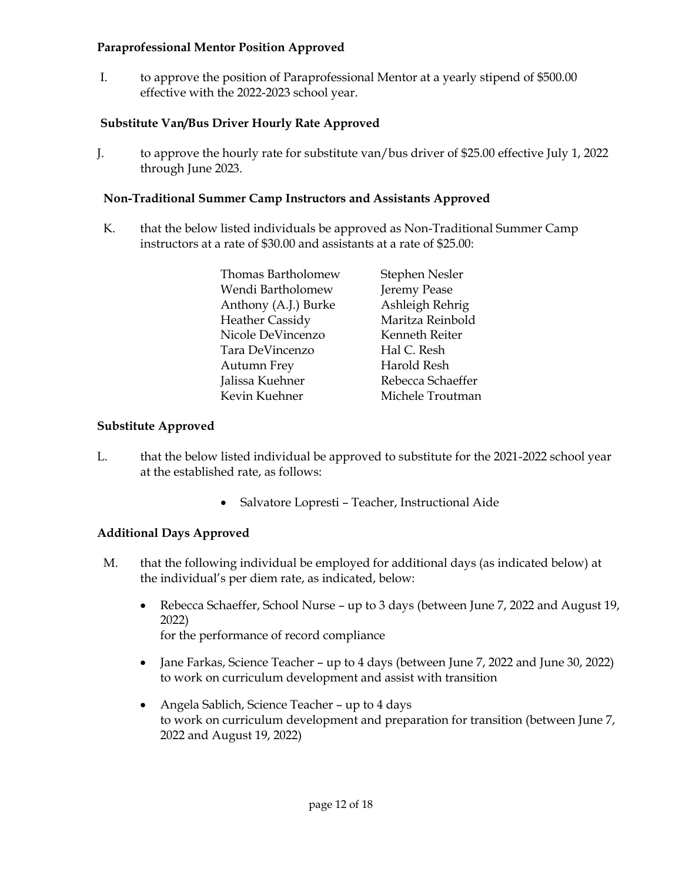**Paraprofessional Mentor Position Approved**

I. to approve the position of Paraprofessional Mentor at a yearly stipend of $500.00 effective with the 2022-2023 school year.

**Substitute Van/Bus Driver Hourly Rate Approved**

J. to approve the hourly rate for substitute van/bus driver of $25.00 effective July 1, 2022 through June 2023.

**Non-Traditional Summer Camp Instructors and Assistants Approved**

K. that the below listed individuals be approved as Non-Traditional Summer Camp instructors at a rate of $30.00 and assistants at a rate of $25.00:

| | |
|---|---|
| Thomas Bartholomew | Stephen Nesler |
| Wendi Bartholomew | Jeremy Pease |
| Anthony (A.J.) Burke | Ashleigh Rehrig |
| Heather Cassidy | Maritza Reinbold |
| Nicole DeVincenzo | Kenneth Reiter |
| Tara DeVincenzo | Hal C. Resh |
| Autumn Frey | Harold Resh |
| Jalissa Kuehner | Rebecca Schaeffer |
| Kevin Kuehner | Michele Troutman |

**Substitute Approved**

L. that the below listed individual be approved to substitute for the 2021-2022 school year at the established rate, as follows:

- Salvatore Lopresti – Teacher, Instructional Aide

**Additional Days Approved**

M. that the following individual be employed for additional days (as indicated below) at the individual's per diem rate, as indicated, below:

- Rebecca Schaeffer, School Nurse – up to 3 days (between June 7, 2022 and August 19, 2022) for the performance of record compliance
- Jane Farkas, Science Teacher – up to 4 days (between June 7, 2022 and June 30, 2022) to work on curriculum development and assist with transition
- Angela Sablich, Science Teacher – up to 4 days to work on curriculum development and preparation for transition (between June 7, 2022 and August 19, 2022)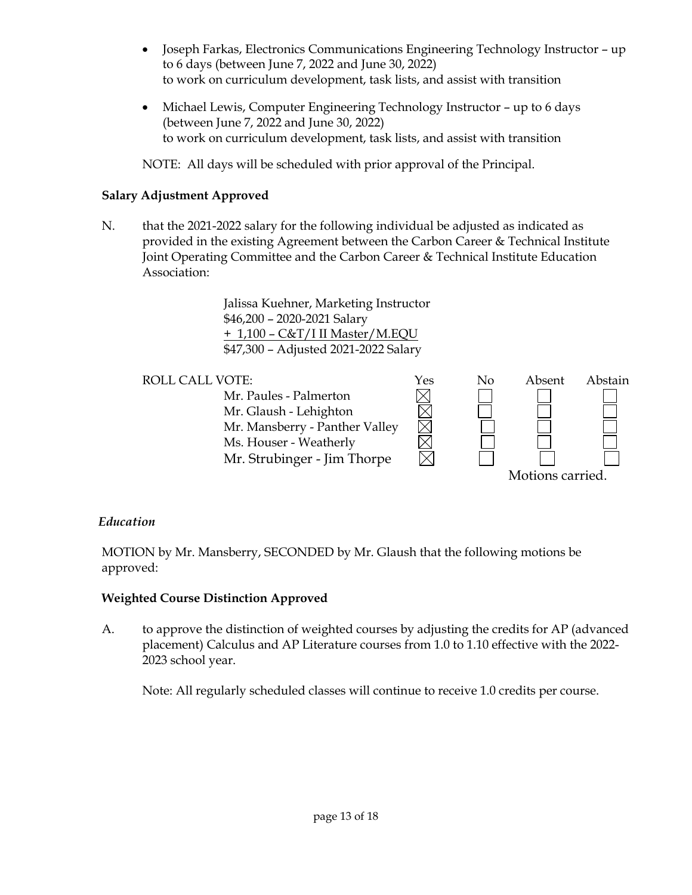- Joseph Farkas, Electronics Communications Engineering Technology Instructor – up to 6 days (between June 7, 2022 and June 30, 2022)
  to work on curriculum development, task lists, and assist with transition

- Michael Lewis, Computer Engineering Technology Instructor – up to 6 days (between June 7, 2022 and June 30, 2022)
  to work on curriculum development, task lists, and assist with transition

NOTE: All days will be scheduled with prior approval of the Principal.

**Salary Adjustment Approved**

N. that the 2021-2022 salary for the following individual be adjusted as indicated as provided in the existing Agreement between the Carbon Career & Technical Institute Joint Operating Committee and the Carbon Career & Technical Institute Education Association:

Jalissa Kuehner, Marketing Instructor
$46,200 – 2020-2021 Salary
+ 1,100 – C&T/I II Master/M.EQU
$47,300 – Adjusted 2021-2022 Salary

ROLL CALL VOTE:

| | Yes | No | Absent | Abstain |
|---|---|---|---|---|
| Mr. Paules - Palmerton | ☒ | ☐ | ☐ | ☐ |
| Mr. Glaush - Lehighton | ☒ | ☐ | ☐ | ☐ |
| Mr. Mansberry - Panther Valley | ☒ | ☐ | ☐ | ☐ |
| Ms. Houser - Weatherly | ☒ | ☐ | ☐ | ☐ |
| Mr. Strubinger - Jim Thorpe | ☒ | ☐ | ☐ | ☐ |

Motions carried.

*Education*

MOTION by Mr. Mansberry, SECONDED by Mr. Glaush that the following motions be approved:

**Weighted Course Distinction Approved**

A. to approve the distinction of weighted courses by adjusting the credits for AP (advanced placement) Calculus and AP Literature courses from 1.0 to 1.10 effective with the 2022-2023 school year.

Note: All regularly scheduled classes will continue to receive 1.0 credits per course.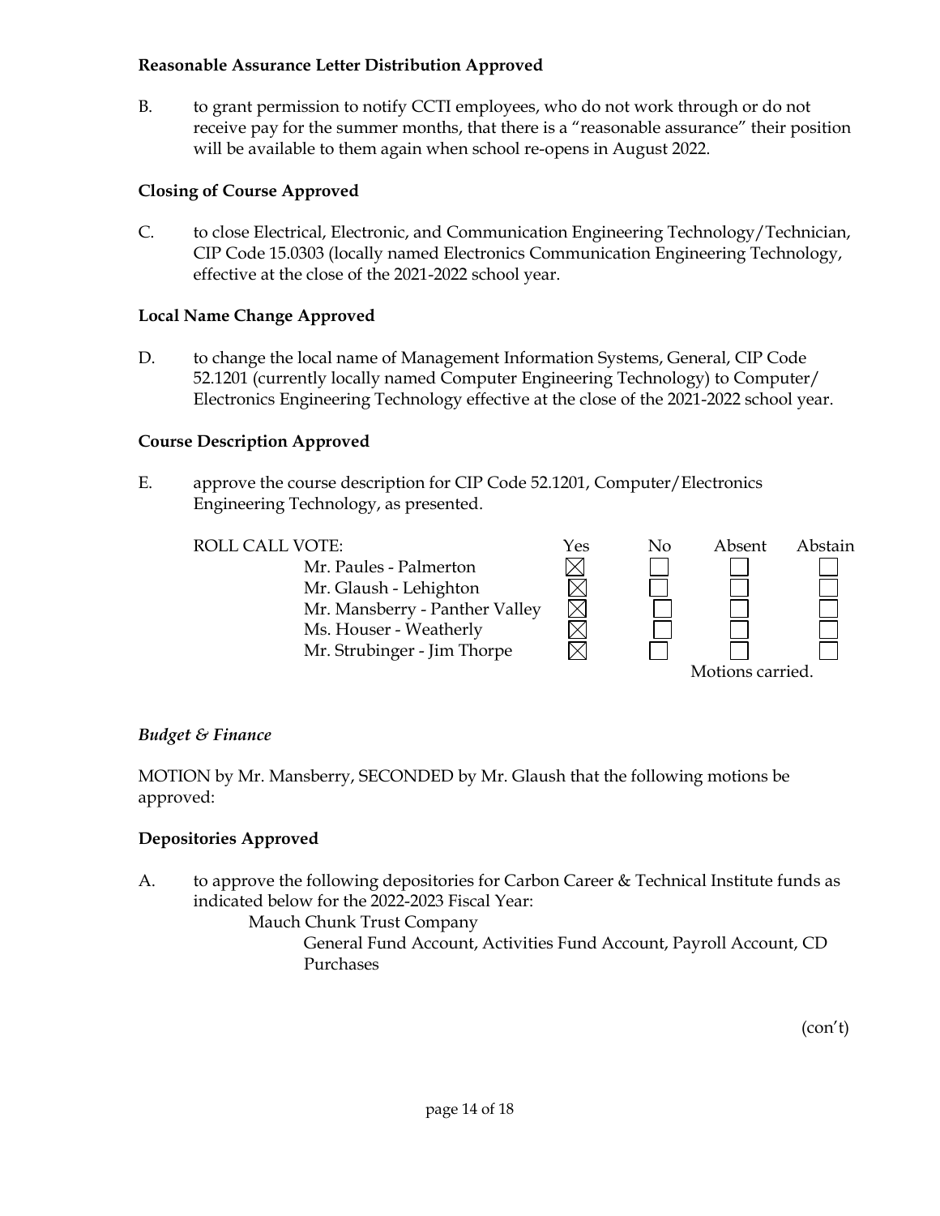**Reasonable Assurance Letter Distribution Approved**

B. to grant permission to notify CCTI employees, who do not work through or do not receive pay for the summer months, that there is a "reasonable assurance" their position will be available to them again when school re-opens in August 2022.

**Closing of Course Approved**

C. to close Electrical, Electronic, and Communication Engineering Technology/Technician, CIP Code 15.0303 (locally named Electronics Communication Engineering Technology, effective at the close of the 2021-2022 school year.

**Local Name Change Approved**

D. to change the local name of Management Information Systems, General, CIP Code 52.1201 (currently locally named Computer Engineering Technology) to Computer/ Electronics Engineering Technology effective at the close of the 2021-2022 school year.

**Course Description Approved**

E. approve the course description for CIP Code 52.1201, Computer/Electronics Engineering Technology, as presented.

| ROLL CALL VOTE: | Yes | No | Absent | Abstain |
|---|---|---|---|---|
| Mr. Paules - Palmerton | ☒ | ☐ | ☐ | ☐ |
| Mr. Glaush - Lehighton | ☒ | ☐ | ☐ | ☐ |
| Mr. Mansberry - Panther Valley | ☒ | ☐ | ☐ | ☐ |
| Ms. Houser - Weatherly | ☒ | ☐ | ☐ | ☐ |
| Mr. Strubinger - Jim Thorpe | ☒ | ☐ | ☐ | ☐ |

Motions carried.

*Budget & Finance*

MOTION by Mr. Mansberry, SECONDED by Mr. Glaush that the following motions be approved:

**Depositories Approved**

A. to approve the following depositories for Carbon Career & Technical Institute funds as indicated below for the 2022-2023 Fiscal Year:

Mauch Chunk Trust Company

General Fund Account, Activities Fund Account, Payroll Account, CD Purchases

(con't)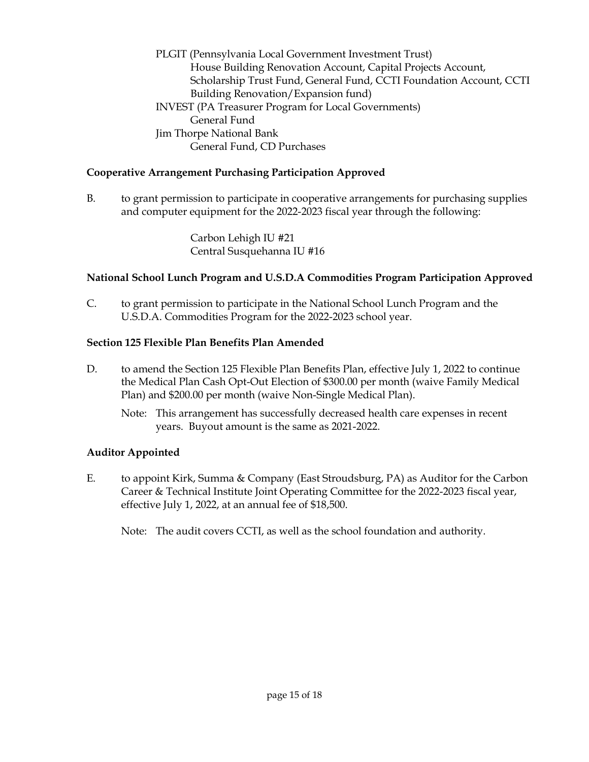PLGIT (Pennsylvania Local Government Investment Trust)
    House Building Renovation Account, Capital Projects Account, Scholarship Trust Fund, General Fund, CCTI Foundation Account, CCTI Building Renovation/Expansion fund)
INVEST (PA Treasurer Program for Local Governments)
    General Fund
Jim Thorpe National Bank
    General Fund, CD Purchases

**Cooperative Arrangement Purchasing Participation Approved**

B. to grant permission to participate in cooperative arrangements for purchasing supplies and computer equipment for the 2022-2023 fiscal year through the following:

Carbon Lehigh IU #21
Central Susquehanna IU #16

**National School Lunch Program and U.S.D.A Commodities Program Participation Approved**

C. to grant permission to participate in the National School Lunch Program and the U.S.D.A. Commodities Program for the 2022-2023 school year.

**Section 125 Flexible Plan Benefits Plan Amended**

D. to amend the Section 125 Flexible Plan Benefits Plan, effective July 1, 2022 to continue the Medical Plan Cash Opt-Out Election of $300.00 per month (waive Family Medical Plan) and $200.00 per month (waive Non-Single Medical Plan).

Note: This arrangement has successfully decreased health care expenses in recent years. Buyout amount is the same as 2021-2022.

**Auditor Appointed**

E. to appoint Kirk, Summa & Company (East Stroudsburg, PA) as Auditor for the Carbon Career & Technical Institute Joint Operating Committee for the 2022-2023 fiscal year, effective July 1, 2022, at an annual fee of $18,500.

Note: The audit covers CCTI, as well as the school foundation and authority.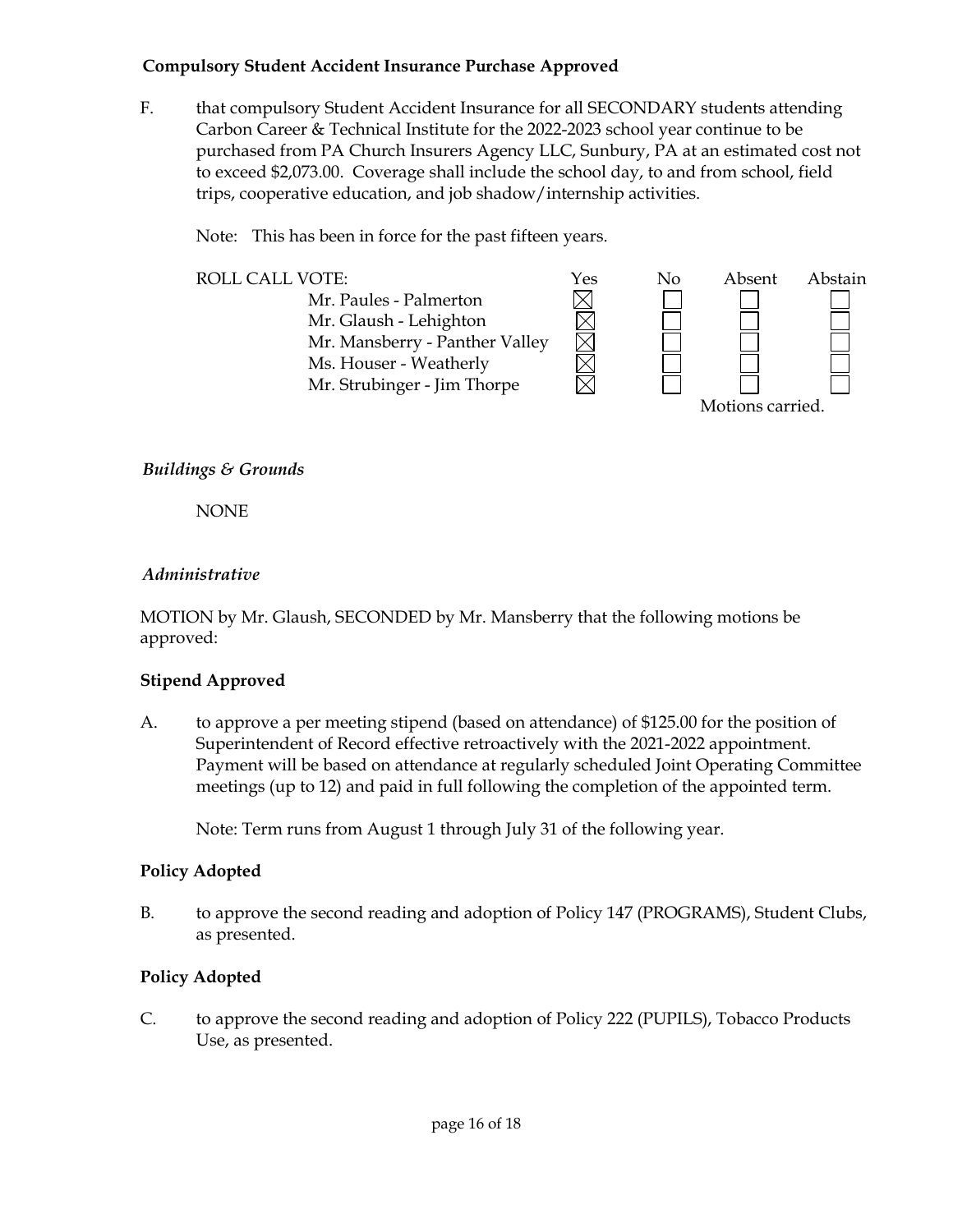**Compulsory Student Accident Insurance Purchase Approved**

F. that compulsory Student Accident Insurance for all SECONDARY students attending Carbon Career & Technical Institute for the 2022-2023 school year continue to be purchased from PA Church Insurers Agency LLC, Sunbury, PA at an estimated cost not to exceed $2,073.00. Coverage shall include the school day, to and from school, field trips, cooperative education, and job shadow/internship activities.

Note: This has been in force for the past fifteen years.

| ROLL CALL VOTE: | Yes | No | Absent | Abstain |
|---|---|---|---|---|
| Mr. Paules - Palmerton | ☒ | ☐ | ☐ | ☐ |
| Mr. Glaush - Lehighton | ☒ | ☐ | ☐ | ☐ |
| Mr. Mansberry - Panther Valley | ☒ | ☐ | ☐ | ☐ |
| Ms. Houser - Weatherly | ☒ | ☐ | ☐ | ☐ |
| Mr. Strubinger - Jim Thorpe | ☒ | ☐ | ☐ | ☐ |

Motions carried.

*Buildings & Grounds*

NONE

*Administrative*

MOTION by Mr. Glaush, SECONDED by Mr. Mansberry that the following motions be approved:

**Stipend Approved**

A. to approve a per meeting stipend (based on attendance) of $125.00 for the position of Superintendent of Record effective retroactively with the 2021-2022 appointment. Payment will be based on attendance at regularly scheduled Joint Operating Committee meetings (up to 12) and paid in full following the completion of the appointed term.

Note: Term runs from August 1 through July 31 of the following year.

**Policy Adopted**

B. to approve the second reading and adoption of Policy 147 (PROGRAMS), Student Clubs, as presented.

**Policy Adopted**

C. to approve the second reading and adoption of Policy 222 (PUPILS), Tobacco Products Use, as presented.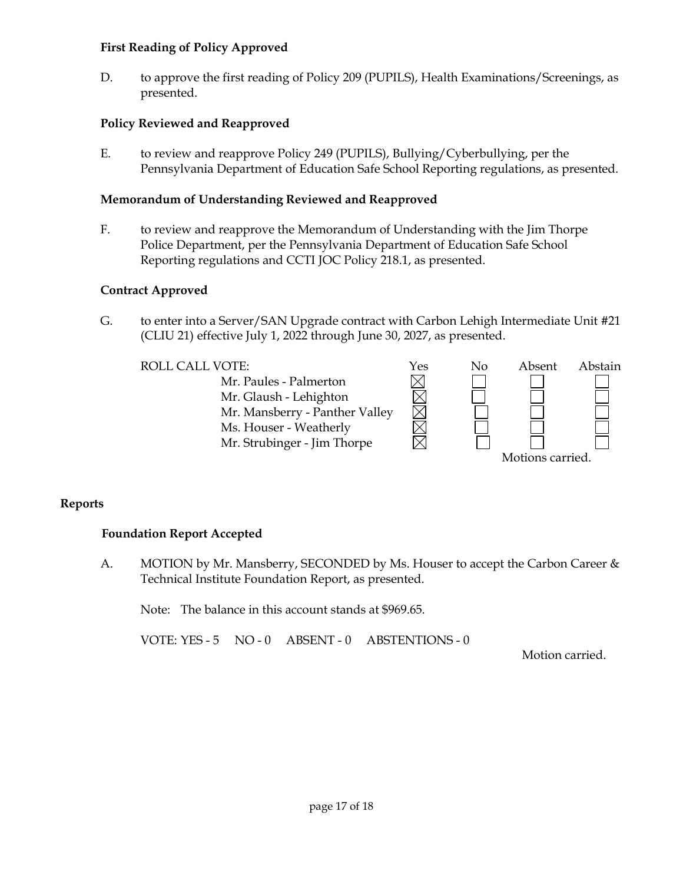**First Reading of Policy Approved**

D. to approve the first reading of Policy 209 (PUPILS), Health Examinations/Screenings, as presented.

**Policy Reviewed and Reapproved**

E. to review and reapprove Policy 249 (PUPILS), Bullying/Cyberbullying, per the Pennsylvania Department of Education Safe School Reporting regulations, as presented.

**Memorandum of Understanding Reviewed and Reapproved**

F. to review and reapprove the Memorandum of Understanding with the Jim Thorpe Police Department, per the Pennsylvania Department of Education Safe School Reporting regulations and CCTI JOC Policy 218.1, as presented.

**Contract Approved**

G. to enter into a Server/SAN Upgrade contract with Carbon Lehigh Intermediate Unit #21 (CLIU 21) effective July 1, 2022 through June 30, 2027, as presented.

| ROLL CALL VOTE: | Yes | No | Absent | Abstain |
|---|---|---|---|---|
| Mr. Paules - Palmerton | ☒ | ☐ | ☐ | ☐ |
| Mr. Glaush - Lehighton | ☒ | ☐ | ☐ | ☐ |
| Mr. Mansberry - Panther Valley | ☒ | ☐ | ☐ | ☐ |
| Ms. Houser - Weatherly | ☒ | ☐ | ☐ | ☐ |
| Mr. Strubinger - Jim Thorpe | ☒ | ☐ | ☐ | ☐ |

Motions carried.

## Reports

**Foundation Report Accepted**

A. MOTION by Mr. Mansberry, SECONDED by Ms. Houser to accept the Carbon Career & Technical Institute Foundation Report, as presented.

Note: The balance in this account stands at $969.65.

VOTE: YES - 5 NO - 0 ABSENT - 0 ABSTENTIONS - 0

Motion carried.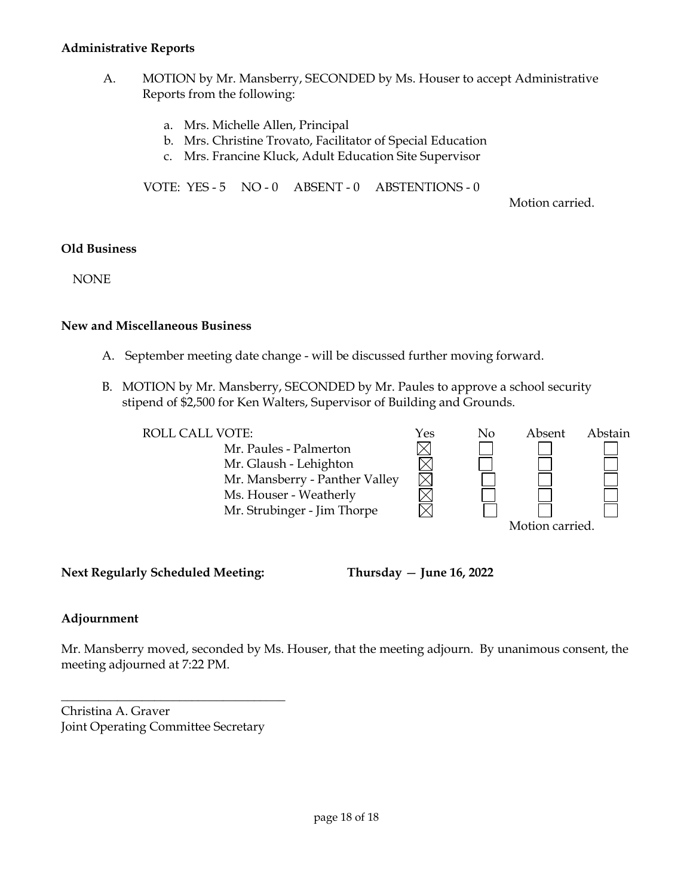**Administrative Reports**

A. MOTION by Mr. Mansberry, SECONDED by Ms. Houser to accept Administrative Reports from the following:

   a. Mrs. Michelle Allen, Principal
   b. Mrs. Christine Trovato, Facilitator of Special Education
   c. Mrs. Francine Kluck, Adult Education Site Supervisor

VOTE: YES - 5 NO - 0 ABSENT - 0 ABSTENTIONS - 0

Motion carried.

**Old Business**

NONE

**New and Miscellaneous Business**

A. September meeting date change - will be discussed further moving forward.

B. MOTION by Mr. Mansberry, SECONDED by Mr. Paules to approve a school security stipend of $2,500 for Ken Walters, Supervisor of Building and Grounds.

| ROLL CALL VOTE: | Yes | No | Absent | Abstain |
|---|---|---|---|---|
| Mr. Paules - Palmerton | ☒ | ☐ | ☐ | ☐ |
| Mr. Glaush - Lehighton | ☒ | ☐ | ☐ | ☐ |
| Mr. Mansberry - Panther Valley | ☒ | ☐ | ☐ | ☐ |
| Ms. Houser - Weatherly | ☒ | ☐ | ☐ | ☐ |
| Mr. Strubinger - Jim Thorpe | ☒ | ☐ | ☐ | ☐ |

Motion carried.

**Next Regularly Scheduled Meeting:** **Thursday — June 16, 2022**

**Adjournment**

Mr. Mansberry moved, seconded by Ms. Houser, that the meeting adjourn. By unanimous consent, the meeting adjourned at 7:22 PM.

\_\_\_\_\_\_\_\_\_\_\_\_\_\_\_\_\_\_\_\_\_\_\_\_\_\_\_\_\_\_\_\_\_\_\_\_

Christina A. Graver
Joint Operating Committee Secretary